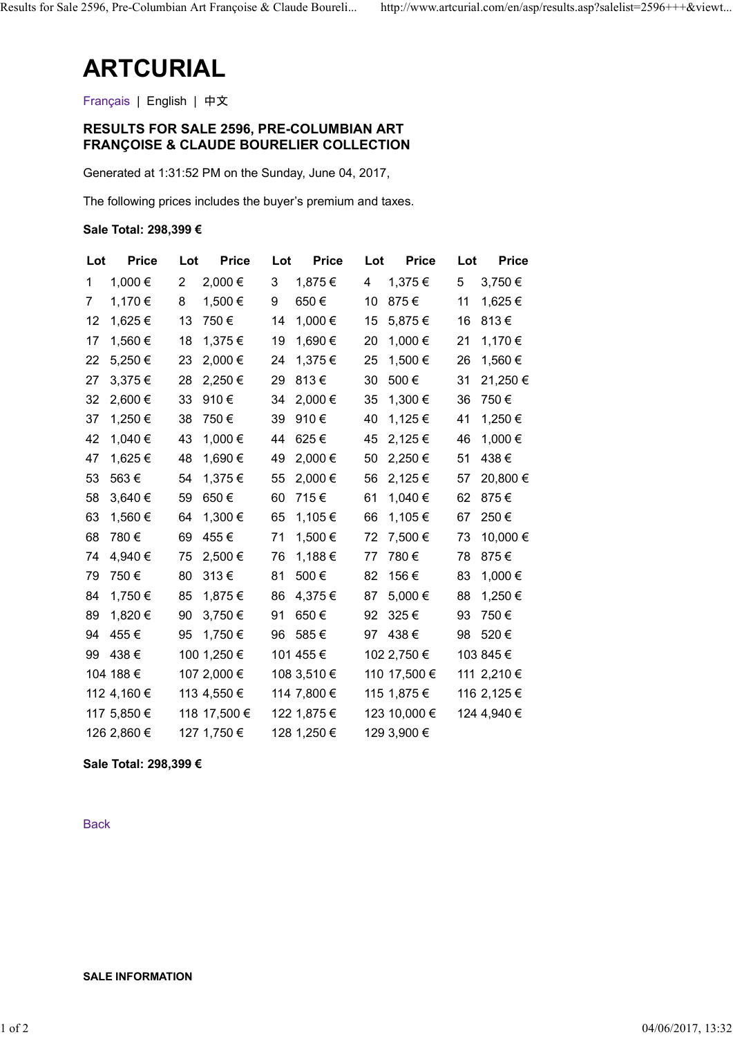# ARTCURIAL

Français | English | 中文

## RESULTS FOR SALE 2596, PRE-COLUMBIAN ART FRANÇOISE & CLAUDE BOURELIER COLLECTION

Generated at 1:31:52 PM on the Sunday, June 04, 2017,

The following prices includes the buyer's premium and taxes.

**Sale Total: 298,399 €**

| Lot | Price | Lot | Price | Lot | Price | Lot | Price | Lot | Price |
|---|---|---|---|---|---|---|---|---|---|
| 1 | 1,000 € | 2 | 2,000 € | 3 | 1,875 € | 4 | 1,375 € | 5 | 3,750 € |
| 7 | 1,170 € | 8 | 1,500 € | 9 | 650 € | 10 | 875 € | 11 | 1,625 € |
| 12 | 1,625 € | 13 | 750 € | 14 | 1,000 € | 15 | 5,875 € | 16 | 813 € |
| 17 | 1,560 € | 18 | 1,375 € | 19 | 1,690 € | 20 | 1,000 € | 21 | 1,170 € |
| 22 | 5,250 € | 23 | 2,000 € | 24 | 1,375 € | 25 | 1,500 € | 26 | 1,560 € |
| 27 | 3,375 € | 28 | 2,250 € | 29 | 813 € | 30 | 500 € | 31 | 21,250 € |
| 32 | 2,600 € | 33 | 910 € | 34 | 2,000 € | 35 | 1,300 € | 36 | 750 € |
| 37 | 1,250 € | 38 | 750 € | 39 | 910 € | 40 | 1,125 € | 41 | 1,250 € |
| 42 | 1,040 € | 43 | 1,000 € | 44 | 625 € | 45 | 2,125 € | 46 | 1,000 € |
| 47 | 1,625 € | 48 | 1,690 € | 49 | 2,000 € | 50 | 2,250 € | 51 | 438 € |
| 53 | 563 € | 54 | 1,375 € | 55 | 2,000 € | 56 | 2,125 € | 57 | 20,800 € |
| 58 | 3,640 € | 59 | 650 € | 60 | 715 € | 61 | 1,040 € | 62 | 875 € |
| 63 | 1,560 € | 64 | 1,300 € | 65 | 1,105 € | 66 | 1,105 € | 67 | 250 € |
| 68 | 780 € | 69 | 455 € | 71 | 1,500 € | 72 | 7,500 € | 73 | 10,000 € |
| 74 | 4,940 € | 75 | 2,500 € | 76 | 1,188 € | 77 | 780 € | 78 | 875 € |
| 79 | 750 € | 80 | 313 € | 81 | 500 € | 82 | 156 € | 83 | 1,000 € |
| 84 | 1,750 € | 85 | 1,875 € | 86 | 4,375 € | 87 | 5,000 € | 88 | 1,250 € |
| 89 | 1,820 € | 90 | 3,750 € | 91 | 650 € | 92 | 325 € | 93 | 750 € |
| 94 | 455 € | 95 | 1,750 € | 96 | 585 € | 97 | 438 € | 98 | 520 € |
| 99 | 438 € | 100 | 1,250 € | 101 | 455 € | 102 | 2,750 € | 103 | 845 € |
| 104 | 188 € | 107 | 2,000 € | 108 | 3,510 € | 110 | 17,500 € | 111 | 2,210 € |
| 112 | 4,160 € | 113 | 4,550 € | 114 | 7,800 € | 115 | 1,875 € | 116 | 2,125 € |
| 117 | 5,850 € | 118 | 17,500 € | 122 | 1,875 € | 123 | 10,000 € | 124 | 4,940 € |
| 126 | 2,860 € | 127 | 1,750 € | 128 | 1,250 € | 129 | 3,900 € | | |

**Sale Total: 298,399 €**

Back

**SALE INFORMATION**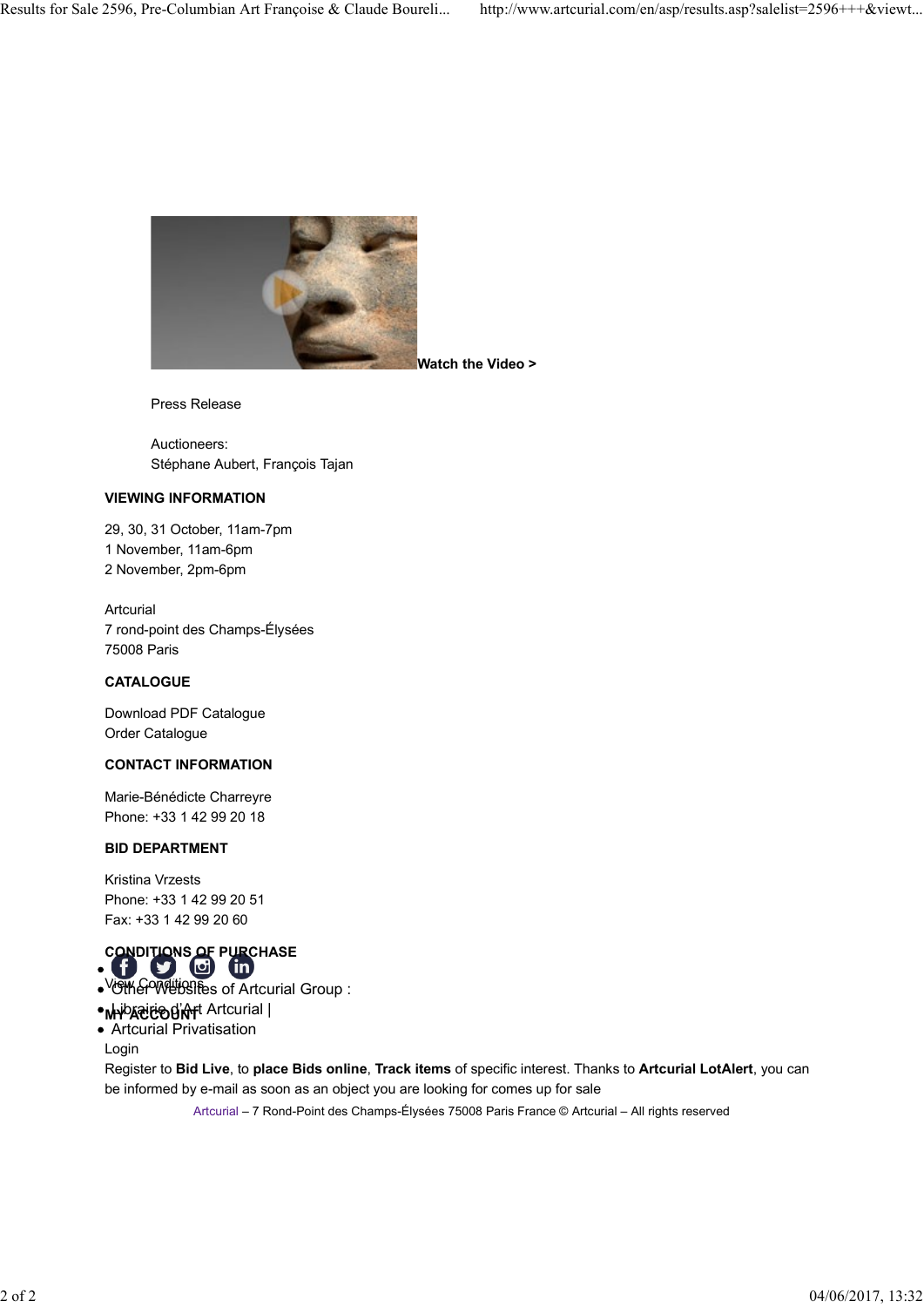Watch the Video >

Press Release

Auctioneers:
Stéphane Aubert, François Tajan

**VIEWING INFORMATION**

29, 30, 31 October, 11am-7pm
1 November, 11am-6pm
2 November, 2pm-6pm

Artcurial
7 rond-point des Champs-Élysées
75008 Paris

**CATALOGUE**

Download PDF Catalogue
Order Catalogue

**CONTACT INFORMATION**

Marie-Bénédicte Charreyre
Phone: +33 1 42 99 20 18

**BID DEPARTMENT**

Kristina Vrzests
Phone: +33 1 42 99 20 51
Fax: +33 1 42 99 20 60

**CONDITIONS OF PURCHASE**

View Conditions

**MY ACCOUNT**

- Other Websites of Artcurial Group :
- Librairie d'Art Artcurial |
- Artcurial Privatisation

Login

Register to **Bid Live**, to **place Bids online**, **Track items** of specific interest. Thanks to **Artcurial LotAlert**, you can be informed by e-mail as soon as an object you are looking for comes up for sale

Artcurial – 7 Rond-Point des Champs-Élysées 75008 Paris France © Artcurial – All rights reserved